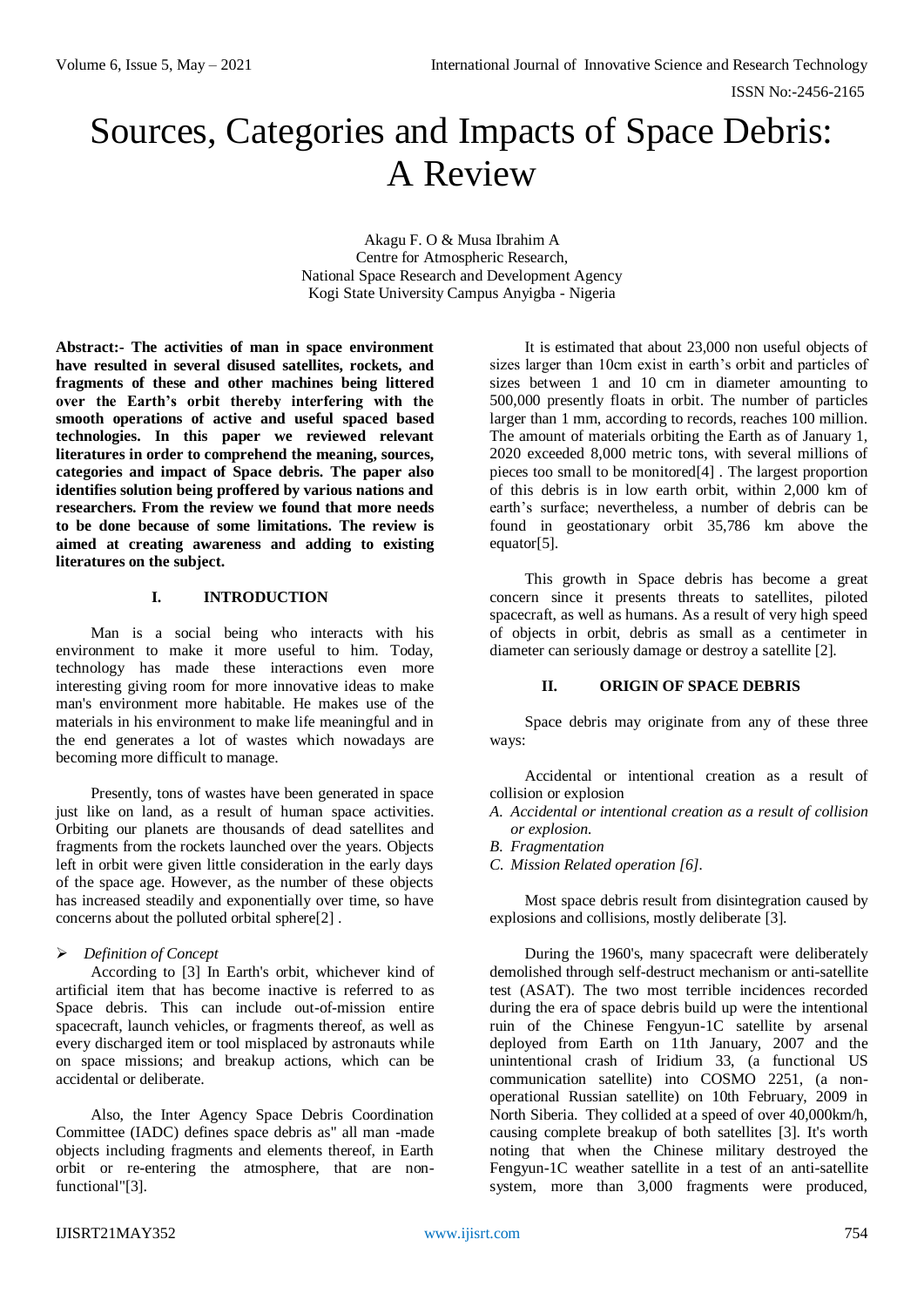# Sources, Categories and Impacts of Space Debris: A Review

Akagu F. O & Musa Ibrahim A
Centre for Atmospheric Research,
National Space Research and Development Agency
Kogi State University Campus Anyigba - Nigeria

**Abstract:- The activities of man in space environment have resulted in several disused satellites, rockets, and fragments of these and other machines being littered over the Earth's orbit thereby interfering with the smooth operations of active and useful spaced based technologies. In this paper we reviewed relevant literatures in order to comprehend the meaning, sources, categories and impact of Space debris. The paper also identifies solution being proffered by various nations and researchers. From the review we found that more needs to be done because of some limitations. The review is aimed at creating awareness and adding to existing literatures on the subject.**

## I. INTRODUCTION

Man is a social being who interacts with his environment to make it more useful to him. Today, technology has made these interactions even more interesting giving room for more innovative ideas to make man's environment more habitable. He makes use of the materials in his environment to make life meaningful and in the end generates a lot of wastes which nowadays are becoming more difficult to manage.

Presently, tons of wastes have been generated in space just like on land, as a result of human space activities. Orbiting our planets are thousands of dead satellites and fragments from the rockets launched over the years. Objects left in orbit were given little consideration in the early days of the space age. However, as the number of these objects has increased steadily and exponentially over time, so have concerns about the polluted orbital sphere[2] .

➢ *Definition of Concept*

According to [3] In Earth's orbit, whichever kind of artificial item that has become inactive is referred to as Space debris. This can include out-of-mission entire spacecraft, launch vehicles, or fragments thereof, as well as every discharged item or tool misplaced by astronauts while on space missions; and breakup actions, which can be accidental or deliberate.

Also, the Inter Agency Space Debris Coordination Committee (IADC) defines space debris as" all man -made objects including fragments and elements thereof, in Earth orbit or re-entering the atmosphere, that are non-functional"[3].

It is estimated that about 23,000 non useful objects of sizes larger than 10cm exist in earth's orbit and particles of sizes between 1 and 10 cm in diameter amounting to 500,000 presently floats in orbit. The number of particles larger than 1 mm, according to records, reaches 100 million. The amount of materials orbiting the Earth as of January 1, 2020 exceeded 8,000 metric tons, with several millions of pieces too small to be monitored[4] . The largest proportion of this debris is in low earth orbit, within 2,000 km of earth's surface; nevertheless, a number of debris can be found in geostationary orbit 35,786 km above the equator[5].

This growth in Space debris has become a great concern since it presents threats to satellites, piloted spacecraft, as well as humans. As a result of very high speed of objects in orbit, debris as small as a centimeter in diameter can seriously damage or destroy a satellite [2].

## II. ORIGIN OF SPACE DEBRIS

Space debris may originate from any of these three ways:

Accidental or intentional creation as a result of collision or explosion

A. *Accidental or intentional creation as a result of collision or explosion.*
B. *Fragmentation*
C. *Mission Related operation [6].*

Most space debris result from disintegration caused by explosions and collisions, mostly deliberate [3].

During the 1960's, many spacecraft were deliberately demolished through self-destruct mechanism or anti-satellite test (ASAT). The two most terrible incidences recorded during the era of space debris build up were the intentional ruin of the Chinese Fengyun-1C satellite by arsenal deployed from Earth on 11th January, 2007 and the unintentional crash of Iridium 33, (a functional US communication satellite) into COSMO 2251, (a non-operational Russian satellite) on 10th February, 2009 in North Siberia. They collided at a speed of over 40,000km/h, causing complete breakup of both satellites [3]. It's worth noting that when the Chinese military destroyed the Fengyun-1C weather satellite in a test of an anti-satellite system, more than 3,000 fragments were produced,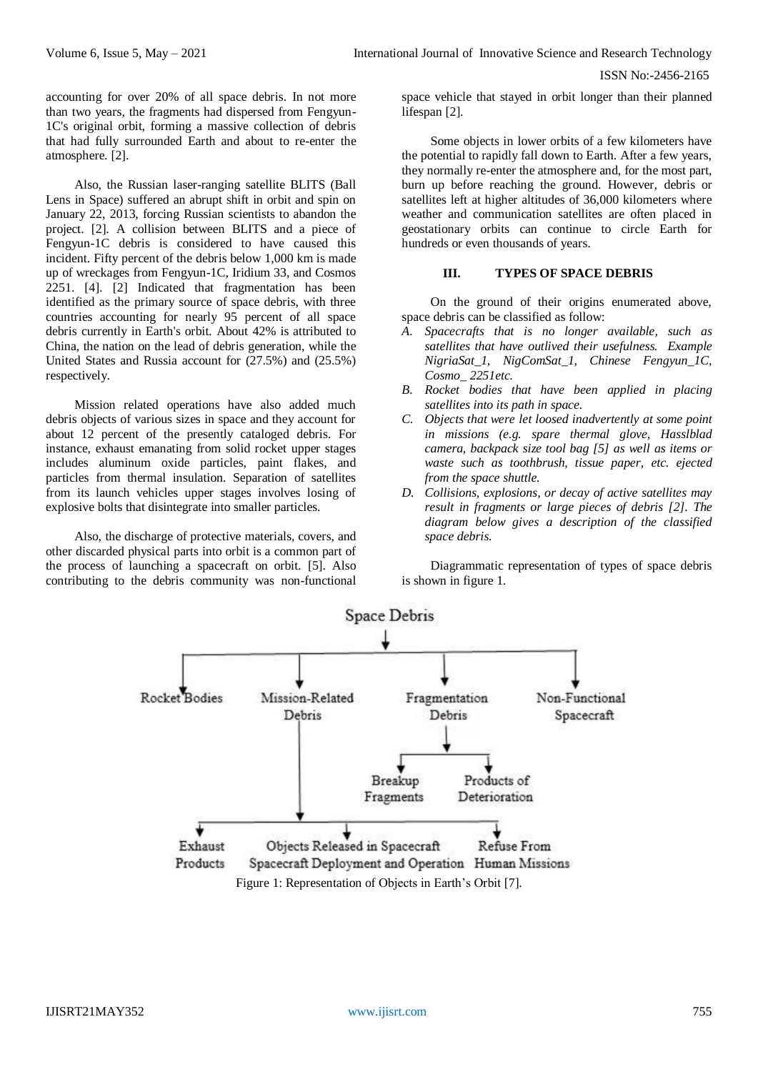accounting for over 20% of all space debris. In not more than two years, the fragments had dispersed from Fengyun-1C's original orbit, forming a massive collection of debris that had fully surrounded Earth and about to re-enter the atmosphere. [2].

Also, the Russian laser-ranging satellite BLITS (Ball Lens in Space) suffered an abrupt shift in orbit and spin on January 22, 2013, forcing Russian scientists to abandon the project. [2]. A collision between BLITS and a piece of Fengyun-1C debris is considered to have caused this incident. Fifty percent of the debris below 1,000 km is made up of wreckages from Fengyun-1C, Iridium 33, and Cosmos 2251. [4]. [2] Indicated that fragmentation has been identified as the primary source of space debris, with three countries accounting for nearly 95 percent of all space debris currently in Earth's orbit. About 42% is attributed to China, the nation on the lead of debris generation, while the United States and Russia account for (27.5%) and (25.5%) respectively.

Mission related operations have also added much debris objects of various sizes in space and they account for about 12 percent of the presently cataloged debris. For instance, exhaust emanating from solid rocket upper stages includes aluminum oxide particles, paint flakes, and particles from thermal insulation. Separation of satellites from its launch vehicles upper stages involves losing of explosive bolts that disintegrate into smaller particles.

Also, the discharge of protective materials, covers, and other discarded physical parts into orbit is a common part of the process of launching a spacecraft on orbit. [5]. Also contributing to the debris community was non-functional space vehicle that stayed in orbit longer than their planned lifespan [2].

Some objects in lower orbits of a few kilometers have the potential to rapidly fall down to Earth. After a few years, they normally re-enter the atmosphere and, for the most part, burn up before reaching the ground. However, debris or satellites left at higher altitudes of 36,000 kilometers where weather and communication satellites are often placed in geostationary orbits can continue to circle Earth for hundreds or even thousands of years.

## III. TYPES OF SPACE DEBRIS

On the ground of their origins enumerated above, space debris can be classified as follow:

A. *Spacecrafts that is no longer available, such as satellites that have outlived their usefulness. Example NigriaSat_1, NigComSat_1, Chinese Fengyun_1C, Cosmo_ 2251etc.*
B. *Rocket bodies that have been applied in placing satellites into its path in space.*
C. *Objects that were let loosed inadvertently at some point in missions (e.g. spare thermal glove, Hasslblad camera, backpack size tool bag [5] as well as items or waste such as toothbrush, tissue paper, etc. ejected from the space shuttle.*
D. *Collisions, explosions, or decay of active satellites may result in fragments or large pieces of debris [2]. The diagram below gives a description of the classified space debris.*

Diagrammatic representation of types of space debris is shown in figure 1.

Space Debris
- Rocket Bodies
- Mission-Related Debris
  - Exhaust Products
  - Objects Released in Spacecraft Spacecraft Deployment and Operation
  - Refuse From Human Missions
- Fragmentation Debris
  - Breakup Fragments
  - Products of Deterioration
- Non-Functional Spacecraft

Figure 1: Representation of Objects in Earth's Orbit [7].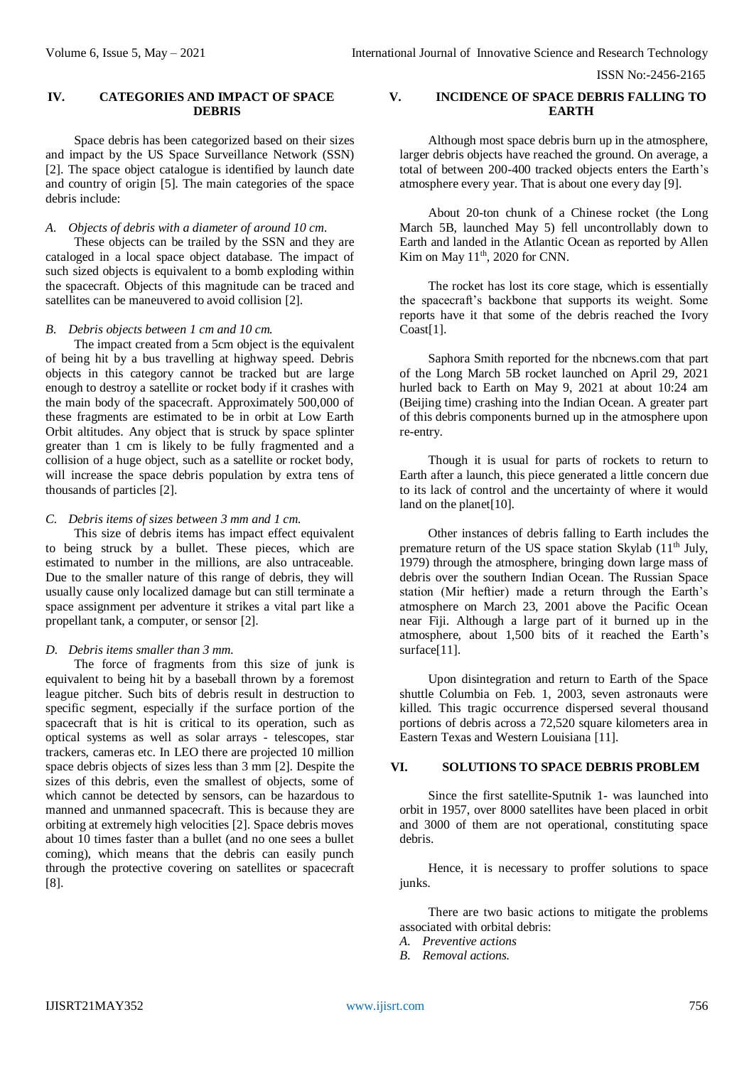## IV. CATEGORIES AND IMPACT OF SPACE DEBRIS

Space debris has been categorized based on their sizes and impact by the US Space Surveillance Network (SSN) [2]. The space object catalogue is identified by launch date and country of origin [5]. The main categories of the space debris include:

### *A. Objects of debris with a diameter of around 10 cm.*

These objects can be trailed by the SSN and they are cataloged in a local space object database. The impact of such sized objects is equivalent to a bomb exploding within the spacecraft. Objects of this magnitude can be traced and satellites can be maneuvered to avoid collision [2].

### *B. Debris objects between 1 cm and 10 cm.*

The impact created from a 5cm object is the equivalent of being hit by a bus travelling at highway speed. Debris objects in this category cannot be tracked but are large enough to destroy a satellite or rocket body if it crashes with the main body of the spacecraft. Approximately 500,000 of these fragments are estimated to be in orbit at Low Earth Orbit altitudes. Any object that is struck by space splinter greater than 1 cm is likely to be fully fragmented and a collision of a huge object, such as a satellite or rocket body, will increase the space debris population by extra tens of thousands of particles [2].

### *C. Debris items of sizes between 3 mm and 1 cm.*

This size of debris items has impact effect equivalent to being struck by a bullet. These pieces, which are estimated to number in the millions, are also untraceable. Due to the smaller nature of this range of debris, they will usually cause only localized damage but can still terminate a space assignment per adventure it strikes a vital part like a propellant tank, a computer, or sensor [2].

### *D. Debris items smaller than 3 mm.*

The force of fragments from this size of junk is equivalent to being hit by a baseball thrown by a foremost league pitcher. Such bits of debris result in destruction to specific segment, especially if the surface portion of the spacecraft that is hit is critical to its operation, such as optical systems as well as solar arrays - telescopes, star trackers, cameras etc. In LEO there are projected 10 million space debris objects of sizes less than 3 mm [2]. Despite the sizes of this debris, even the smallest of objects, some of which cannot be detected by sensors, can be hazardous to manned and unmanned spacecraft. This is because they are orbiting at extremely high velocities [2]. Space debris moves about 10 times faster than a bullet (and no one sees a bullet coming), which means that the debris can easily punch through the protective covering on satellites or spacecraft [8].

## V. INCIDENCE OF SPACE DEBRIS FALLING TO EARTH

Although most space debris burn up in the atmosphere, larger debris objects have reached the ground. On average, a total of between 200-400 tracked objects enters the Earth's atmosphere every year. That is about one every day [9].

About 20-ton chunk of a Chinese rocket (the Long March 5B, launched May 5) fell uncontrollably down to Earth and landed in the Atlantic Ocean as reported by Allen Kim on May 11th, 2020 for CNN.

The rocket has lost its core stage, which is essentially the spacecraft's backbone that supports its weight. Some reports have it that some of the debris reached the Ivory Coast[1].

Saphora Smith reported for the nbcnews.com that part of the Long March 5B rocket launched on April 29, 2021 hurled back to Earth on May 9, 2021 at about 10:24 am (Beijing time) crashing into the Indian Ocean. A greater part of this debris components burned up in the atmosphere upon re-entry.

Though it is usual for parts of rockets to return to Earth after a launch, this piece generated a little concern due to its lack of control and the uncertainty of where it would land on the planet[10].

Other instances of debris falling to Earth includes the premature return of the US space station Skylab (11th July, 1979) through the atmosphere, bringing down large mass of debris over the southern Indian Ocean. The Russian Space station (Mir heftier) made a return through the Earth's atmosphere on March 23, 2001 above the Pacific Ocean near Fiji. Although a large part of it burned up in the atmosphere, about 1,500 bits of it reached the Earth's surface[11].

Upon disintegration and return to Earth of the Space shuttle Columbia on Feb. 1, 2003, seven astronauts were killed. This tragic occurrence dispersed several thousand portions of debris across a 72,520 square kilometers area in Eastern Texas and Western Louisiana [11].

## VI. SOLUTIONS TO SPACE DEBRIS PROBLEM

Since the first satellite-Sputnik 1- was launched into orbit in 1957, over 8000 satellites have been placed in orbit and 3000 of them are not operational, constituting space debris.

Hence, it is necessary to proffer solutions to space junks.

There are two basic actions to mitigate the problems associated with orbital debris:

*A. Preventive actions*
*B. Removal actions.*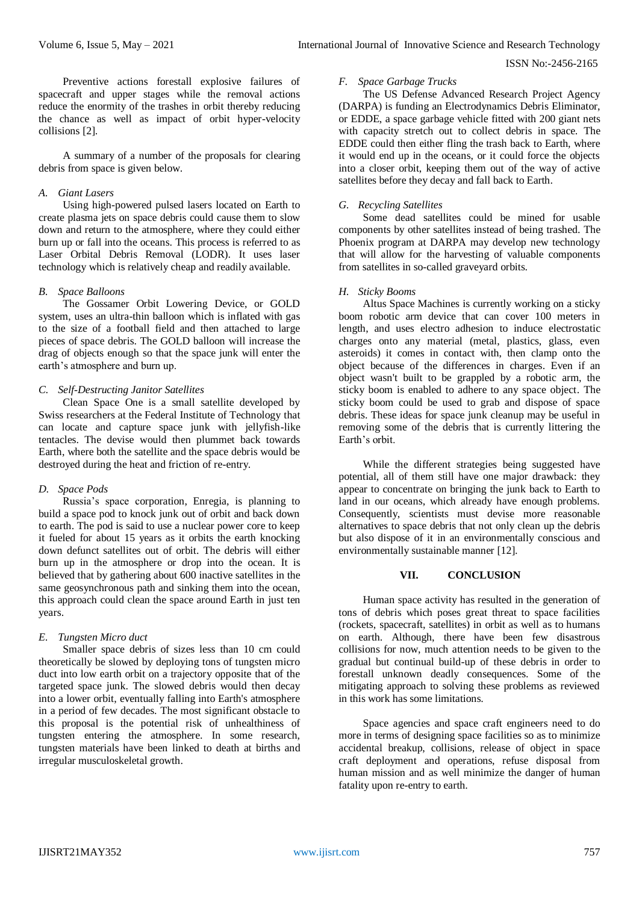Preventive actions forestall explosive failures of spacecraft and upper stages while the removal actions reduce the enormity of the trashes in orbit thereby reducing the chance as well as impact of orbit hyper-velocity collisions [2].

A summary of a number of the proposals for clearing debris from space is given below.

### *A. Giant Lasers*

Using high-powered pulsed lasers located on Earth to create plasma jets on space debris could cause them to slow down and return to the atmosphere, where they could either burn up or fall into the oceans. This process is referred to as Laser Orbital Debris Removal (LODR). It uses laser technology which is relatively cheap and readily available.

### *B. Space Balloons*

The Gossamer Orbit Lowering Device, or GOLD system, uses an ultra-thin balloon which is inflated with gas to the size of a football field and then attached to large pieces of space debris. The GOLD balloon will increase the drag of objects enough so that the space junk will enter the earth's atmosphere and burn up.

### *C. Self-Destructing Janitor Satellites*

Clean Space One is a small satellite developed by Swiss researchers at the Federal Institute of Technology that can locate and capture space junk with jellyfish-like tentacles. The devise would then plummet back towards Earth, where both the satellite and the space debris would be destroyed during the heat and friction of re-entry.

### *D. Space Pods*

Russia's space corporation, Enregia, is planning to build a space pod to knock junk out of orbit and back down to earth. The pod is said to use a nuclear power core to keep it fueled for about 15 years as it orbits the earth knocking down defunct satellites out of orbit. The debris will either burn up in the atmosphere or drop into the ocean. It is believed that by gathering about 600 inactive satellites in the same geosynchronous path and sinking them into the ocean, this approach could clean the space around Earth in just ten years.

### *E. Tungsten Micro duct*

Smaller space debris of sizes less than 10 cm could theoretically be slowed by deploying tons of tungsten micro duct into low earth orbit on a trajectory opposite that of the targeted space junk. The slowed debris would then decay into a lower orbit, eventually falling into Earth's atmosphere in a period of few decades. The most significant obstacle to this proposal is the potential risk of unhealthiness of tungsten entering the atmosphere. In some research, tungsten materials have been linked to death at births and irregular musculoskeletal growth.

### *F. Space Garbage Trucks*

The US Defense Advanced Research Project Agency (DARPA) is funding an Electrodynamics Debris Eliminator, or EDDE, a space garbage vehicle fitted with 200 giant nets with capacity stretch out to collect debris in space. The EDDE could then either fling the trash back to Earth, where it would end up in the oceans, or it could force the objects into a closer orbit, keeping them out of the way of active satellites before they decay and fall back to Earth.

### *G. Recycling Satellites*

Some dead satellites could be mined for usable components by other satellites instead of being trashed. The Phoenix program at DARPA may develop new technology that will allow for the harvesting of valuable components from satellites in so-called graveyard orbits.

### *H. Sticky Booms*

Altus Space Machines is currently working on a sticky boom robotic arm device that can cover 100 meters in length, and uses electro adhesion to induce electrostatic charges onto any material (metal, plastics, glass, even asteroids) it comes in contact with, then clamp onto the object because of the differences in charges. Even if an object wasn't built to be grappled by a robotic arm, the sticky boom is enabled to adhere to any space object. The sticky boom could be used to grab and dispose of space debris. These ideas for space junk cleanup may be useful in removing some of the debris that is currently littering the Earth's orbit.

While the different strategies being suggested have potential, all of them still have one major drawback: they appear to concentrate on bringing the junk back to Earth to land in our oceans, which already have enough problems. Consequently, scientists must devise more reasonable alternatives to space debris that not only clean up the debris but also dispose of it in an environmentally conscious and environmentally sustainable manner [12].

## VII. CONCLUSION

Human space activity has resulted in the generation of tons of debris which poses great threat to space facilities (rockets, spacecraft, satellites) in orbit as well as to humans on earth. Although, there have been few disastrous collisions for now, much attention needs to be given to the gradual but continual build-up of these debris in order to forestall unknown deadly consequences. Some of the mitigating approach to solving these problems as reviewed in this work has some limitations.

Space agencies and space craft engineers need to do more in terms of designing space facilities so as to minimize accidental breakup, collisions, release of object in space craft deployment and operations, refuse disposal from human mission and as well minimize the danger of human fatality upon re-entry to earth.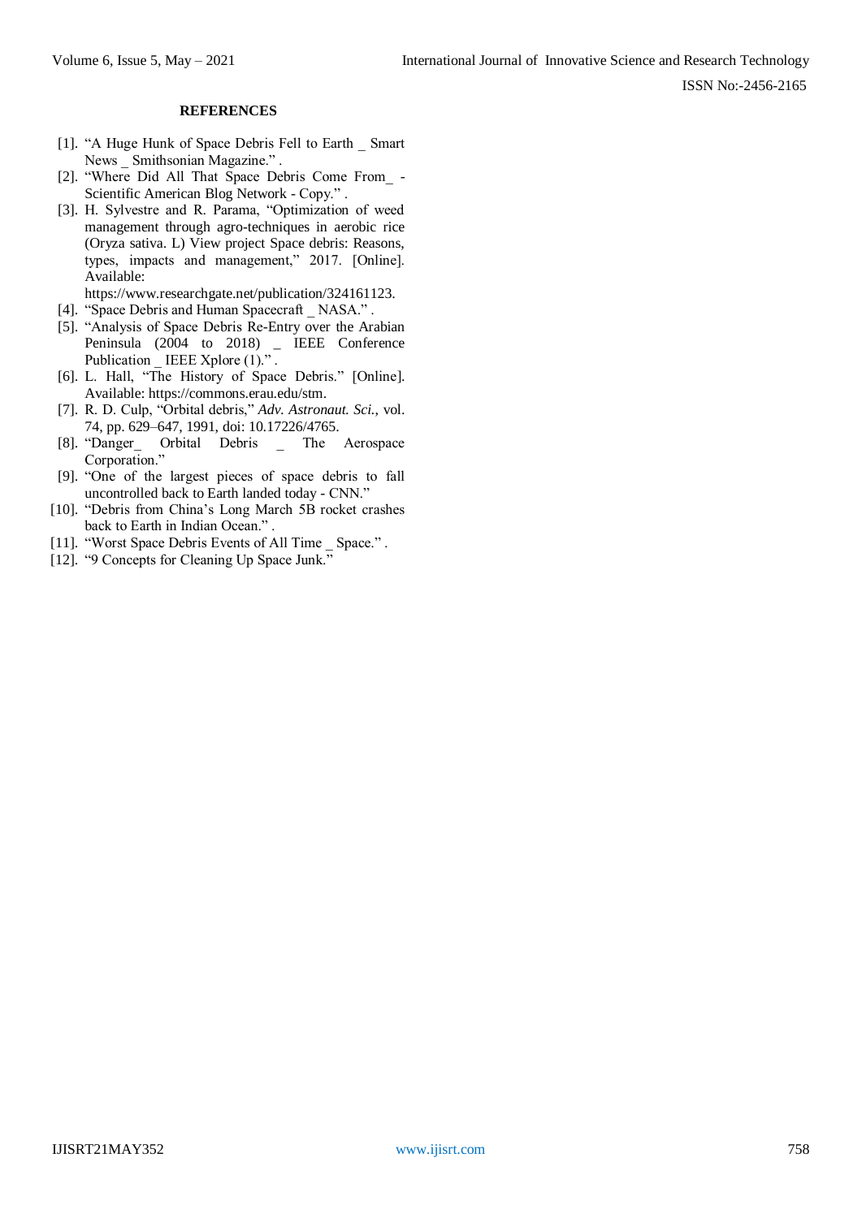## REFERENCES

[1]. "A Huge Hunk of Space Debris Fell to Earth _ Smart News _ Smithsonian Magazine." .

[2]. "Where Did All That Space Debris Come From_ - Scientific American Blog Network - Copy." .

[3]. H. Sylvestre and R. Parama, "Optimization of weed management through agro-techniques in aerobic rice (Oryza sativa. L) View project Space debris: Reasons, types, impacts and management," 2017. [Online]. Available: https://www.researchgate.net/publication/324161123.

[4]. "Space Debris and Human Spacecraft _ NASA." .

[5]. "Analysis of Space Debris Re-Entry over the Arabian Peninsula (2004 to 2018) _ IEEE Conference Publication _ IEEE Xplore (1)." .

[6]. L. Hall, "The History of Space Debris." [Online]. Available: https://commons.erau.edu/stm.

[7]. R. D. Culp, "Orbital debris," *Adv. Astronaut. Sci.*, vol. 74, pp. 629–647, 1991, doi: 10.17226/4765.

[8]. "Danger_ Orbital Debris _ The Aerospace Corporation."

[9]. "One of the largest pieces of space debris to fall uncontrolled back to Earth landed today - CNN."

[10]. "Debris from China's Long March 5B rocket crashes back to Earth in Indian Ocean." .

[11]. "Worst Space Debris Events of All Time _ Space." .

[12]. "9 Concepts for Cleaning Up Space Junk."